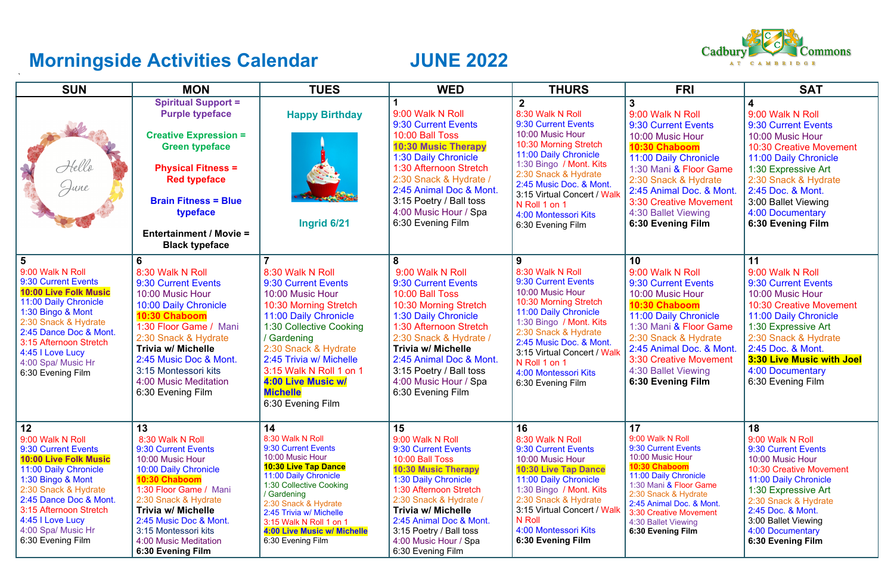# Morningside Activities Calendar JUNE 2022

Cadbury Commons AT CAMBRIDGE

| SUN | MON | TUES | WED | THURS | FRI | SAT |
|---|---|---|---|---|---|---|
| Hello June | Spiritual Support = Purple typeface<br><br>Creative Expression = Green typeface<br><br>Physical Fitness = Red typeface<br><br>Brain Fitness = Blue typeface<br><br>Entertainment / Movie = Black typeface | Happy Birthday<br><br>Ingrid 6/21 | 1<br>9:00 Walk N Roll<br>9:30 Current Events<br>10:00 Ball Toss<br>**10:30 Music Therapy**<br>1:30 Daily Chronicle<br>1:30 Afternoon Stretch<br>2:30 Snack & Hydrate /<br>2:45 Animal Doc & Mont.<br>3:15 Poetry / Ball toss<br>4:00 Music Hour / Spa<br>6:30 Evening Film | 2<br>8:30 Walk N Roll<br>9:30 Current Events<br>10:00 Music Hour<br>10:30 Morning Stretch<br>11:00 Daily Chronicle<br>1:30 Bingo / Mont. Kits<br>2:30 Snack & Hydrate<br>2:45 Music Doc. & Mont.<br>3:15 Virtual Concert / Walk N Roll 1 on 1<br>4:00 Montessori Kits<br>6:30 Evening Film | 3<br>9:00 Walk N Roll<br>9:30 Current Events<br>10:00 Music Hour<br>**10:30 Chaboom**<br>11:00 Daily Chronicle<br>1:30 Mani & Floor Game<br>2:30 Snack & Hydrate<br>2:45 Animal Doc. & Mont.<br>3:30 Creative Movement<br>4:30 Ballet Viewing<br>**6:30 Evening Film** | 4<br>9:00 Walk N Roll<br>9:30 Current Events<br>10:00 Music Hour<br>10:30 Creative Movement<br>11:00 Daily Chronicle<br>1:30 Expressive Art<br>2:30 Snack & Hydrate<br>2:45 Doc. & Mont.<br>3:00 Ballet Viewing<br>4:00 Documentary<br>**6:30 Evening Film** |
| 5<br>9:00 Walk N Roll<br>9:30 Current Events<br>**10:00 Live Folk Music**<br>11:00 Daily Chronicle<br>1:30 Bingo & Mont<br>2:30 Snack & Hydrate<br>2:45 Dance Doc & Mont.<br>3:15 Afternoon Stretch<br>4:45 I Love Lucy<br>4:00 Spa/ Music Hr<br>6:30 Evening Film | 6<br>8:30 Walk N Roll<br>9:30 Current Events<br>10:00 Music Hour<br>10:00 Daily Chronicle<br>**10:30 Chaboom**<br>1:30 Floor Game / Mani<br>2:30 Snack & Hydrate<br>**Trivia w/ Michelle**<br>2:45 Music Doc & Mont.<br>3:15 Montessori kits<br>4:00 Music Meditation<br>6:30 Evening Film | 7<br>8:30 Walk N Roll<br>9:30 Current Events<br>10:00 Music Hour<br>10:30 Morning Stretch<br>11:00 Daily Chronicle<br>1:30 Collective Cooking / Gardening<br>2:30 Snack & Hydrate<br>2:45 Trivia w/ Michelle<br>3:15 Walk N Roll 1 on 1<br>**4:00 Live Music w/ Michelle**<br>6:30 Evening Film | 8<br>9:00 Walk N Roll<br>9:30 Current Events<br>10:00 Ball Toss<br>10:30 Morning Stretch<br>1:30 Daily Chronicle<br>1:30 Afternoon Stretch<br>2:30 Snack & Hydrate /<br>**Trivia w/ Michelle**<br>2:45 Animal Doc & Mont.<br>3:15 Poetry / Ball toss<br>4:00 Music Hour / Spa<br>6:30 Evening Film | 9<br>8:30 Walk N Roll<br>9:30 Current Events<br>10:00 Music Hour<br>10:30 Morning Stretch<br>11:00 Daily Chronicle<br>1:30 Bingo / Mont. Kits<br>2:30 Snack & Hydrate<br>2:45 Music Doc. & Mont.<br>3:15 Virtual Concert / Walk N Roll 1 on 1<br>4:00 Montessori Kits<br>6:30 Evening Film | 10<br>9:00 Walk N Roll<br>9:30 Current Events<br>10:00 Music Hour<br>**10:30 Chaboom**<br>11:00 Daily Chronicle<br>1:30 Mani & Floor Game<br>2:30 Snack & Hydrate<br>2:45 Animal Doc. & Mont.<br>3:30 Creative Movement<br>4:30 Ballet Viewing<br>**6:30 Evening Film** | 11<br>9:00 Walk N Roll<br>9:30 Current Events<br>10:00 Music Hour<br>10:30 Creative Movement<br>11:00 Daily Chronicle<br>1:30 Expressive Art<br>2:30 Snack & Hydrate<br>2:45 Doc. & Mont.<br>**3:30 Live Music with Joel**<br>4:00 Documentary<br>6:30 Evening Film |
| 12<br>9:00 Walk N Roll<br>9:30 Current Events<br>**10:00 Live Folk Music**<br>11:00 Daily Chronicle<br>1:30 Bingo & Mont<br>2:30 Snack & Hydrate<br>2:45 Dance Doc & Mont.<br>3:15 Afternoon Stretch<br>4:45 I Love Lucy<br>4:00 Spa/ Music Hr<br>6:30 Evening Film | 13<br>8:30 Walk N Roll<br>9:30 Current Events<br>10:00 Music Hour<br>10:00 Daily Chronicle<br>**10:30 Chaboom**<br>1:30 Floor Game / Mani<br>2:30 Snack & Hydrate<br>**Trivia w/ Michelle**<br>2:45 Music Doc & Mont.<br>3:15 Montessori kits<br>4:00 Music Meditation<br>**6:30 Evening Film** | 14<br>8:30 Walk N Roll<br>9:30 Current Events<br>10:00 Music Hour<br>**10:30 Live Tap Dance**<br>11:00 Daily Chronicle<br>1:30 Collective Cooking / Gardening<br>2:30 Snack & Hydrate<br>2:45 Trivia w/ Michelle<br>3:15 Walk N Roll 1 on 1<br>**4:00 Live Music w/ Michelle**<br>6:30 Evening Film | 15<br>9:00 Walk N Roll<br>9:30 Current Events<br>10:00 Ball Toss<br>**10:30 Music Therapy**<br>1:30 Daily Chronicle<br>1:30 Afternoon Stretch<br>2:30 Snack & Hydrate /<br>**Trivia w/ Michelle**<br>2:45 Animal Doc & Mont.<br>3:15 Poetry / Ball toss<br>4:00 Music Hour / Spa<br>6:30 Evening Film | 16<br>8:30 Walk N Roll<br>9:30 Current Events<br>10:00 Music Hour<br>**10:30 Live Tap Dance**<br>11:00 Daily Chronicle<br>1:30 Bingo / Mont. Kits<br>2:30 Snack & Hydrate<br>3:15 Virtual Concert / Walk N Roll<br>4:00 Montessori Kits<br>**6:30 Evening Film** | 17<br>9:00 Walk N Roll<br>9:30 Current Events<br>10:00 Music Hour<br>**10:30 Chaboom**<br>11:00 Daily Chronicle<br>1:30 Mani & Floor Game<br>2:30 Snack & Hydrate<br>2:45 Animal Doc. & Mont.<br>3:30 Creative Movement<br>4:30 Ballet Viewing<br>**6:30 Evening Film** | 18<br>9:00 Walk N Roll<br>9:30 Current Events<br>10:00 Music Hour<br>10:30 Creative Movement<br>11:00 Daily Chronicle<br>1:30 Expressive Art<br>2:30 Snack & Hydrate<br>2:45 Doc. & Mont.<br>3:00 Ballet Viewing<br>4:00 Documentary<br>**6:30 Evening Film** |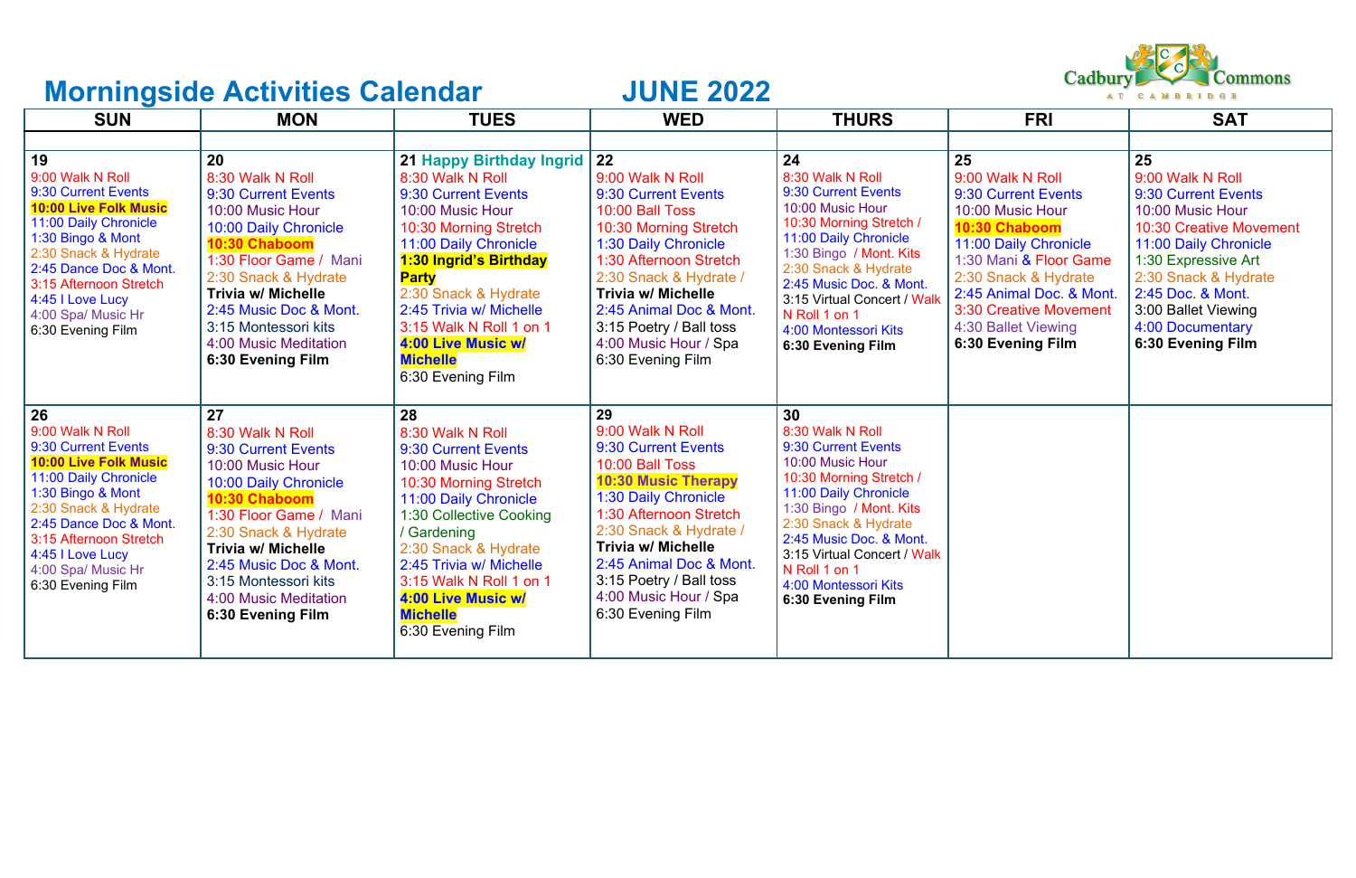# Morningside Activities Calendar

## JUNE 2022

Cadbury Commons at Cambridge

| SUN | MON | TUES | WED | THURS | FRI | SAT |
|---|---|---|---|---|---|---|
| | | | | | | |
| **19**<br>9:00 Walk N Roll<br>9:30 Current Events<br>**10:00 Live Folk Music**<br>11:00 Daily Chronicle<br>1:30 Bingo & Mont<br>2:30 Snack & Hydrate<br>2:45 Dance Doc & Mont.<br>3:15 Afternoon Stretch<br>4:45 I Love Lucy<br>4:00 Spa/ Music Hr<br>6:30 Evening Film | **20**<br>8:30 Walk N Roll<br>9:30 Current Events<br>10:00 Daily Chronicle<br>**10:30 Chaboom**<br>1:30 Floor Game / Mani<br>2:30 Snack & Hydrate<br>**Trivia w/ Michelle**<br>2:45 Music Doc & Mont.<br>3:15 Montessori kits<br>4:00 Music Meditation<br>**6:30 Evening Film** | **21 Happy Birthday Ingrid**<br>8:30 Walk N Roll<br>9:30 Current Events<br>10:00 Music Hour<br>10:30 Morning Stretch<br>11:00 Daily Chronicle<br>**1:30 Ingrid's Birthday Party**<br>2:30 Snack & Hydrate<br>2:45 Trivia w/ Michelle<br>3:15 Walk N Roll 1 on 1<br>**4:00 Live Music w/ Michelle**<br>6:30 Evening Film | **22**<br>9:00 Walk N Roll<br>9:30 Current Events<br>10:00 Ball Toss<br>10:30 Morning Stretch<br>1:30 Daily Chronicle<br>1:30 Afternoon Stretch<br>2:30 Snack & Hydrate /<br>**Trivia w/ Michelle**<br>2:45 Animal Doc & Mont.<br>3:15 Poetry / Ball toss<br>4:00 Music Hour / Spa<br>6:30 Evening Film | **24**<br>8:30 Walk N Roll<br>9:30 Current Events<br>10:00 Music Hour<br>10:30 Morning Stretch /<br>11:00 Daily Chronicle<br>1:30 Bingo / Mont. Kits<br>2:30 Snack & Hydrate<br>2:45 Music Doc. & Mont.<br>3:15 Virtual Concert / Walk N Roll 1 on 1<br>4:00 Montessori Kits<br>**6:30 Evening Film** | **25**<br>9:00 Walk N Roll<br>9:30 Current Events<br>10:00 Music Hour<br>**10:30 Chaboom**<br>11:00 Daily Chronicle<br>1:30 Mani & Floor Game<br>2:30 Snack & Hydrate<br>2:45 Animal Doc. & Mont.<br>3:30 Creative Movement<br>4:30 Ballet Viewing<br>**6:30 Evening Film** | **25**<br>9:00 Walk N Roll<br>9:30 Current Events<br>10:00 Music Hour<br>10:30 Creative Movement<br>11:00 Daily Chronicle<br>1:30 Expressive Art<br>2:30 Snack & Hydrate<br>2:45 Doc. & Mont.<br>3:00 Ballet Viewing<br>4:00 Documentary<br>**6:30 Evening Film** |
| **26**<br>9:00 Walk N Roll<br>9:30 Current Events<br>**10:00 Live Folk Music**<br>11:00 Daily Chronicle<br>1:30 Bingo & Mont<br>2:30 Snack & Hydrate<br>2:45 Dance Doc & Mont.<br>3:15 Afternoon Stretch<br>4:45 I Love Lucy<br>4:00 Spa/ Music Hr<br>6:30 Evening Film | **27**<br>8:30 Walk N Roll<br>9:30 Current Events<br>10:00 Daily Chronicle<br>**10:30 Chaboom**<br>1:30 Floor Game / Mani<br>2:30 Snack & Hydrate<br>**Trivia w/ Michelle**<br>2:45 Music Doc & Mont.<br>3:15 Montessori kits<br>4:00 Music Meditation<br>**6:30 Evening Film** | **28**<br>8:30 Walk N Roll<br>9:30 Current Events<br>10:00 Music Hour<br>10:30 Morning Stretch<br>11:00 Daily Chronicle<br>1:30 Collective Cooking / Gardening<br>2:30 Snack & Hydrate<br>2:45 Trivia w/ Michelle<br>3:15 Walk N Roll 1 on 1<br>**4:00 Live Music w/ Michelle**<br>6:30 Evening Film | **29**<br>9:00 Walk N Roll<br>9:30 Current Events<br>10:00 Ball Toss<br>**10:30 Music Therapy**<br>1:30 Daily Chronicle<br>1:30 Afternoon Stretch<br>2:30 Snack & Hydrate /<br>**Trivia w/ Michelle**<br>2:45 Animal Doc & Mont.<br>3:15 Poetry / Ball toss<br>4:00 Music Hour / Spa<br>6:30 Evening Film | **30**<br>8:30 Walk N Roll<br>9:30 Current Events<br>10:00 Music Hour<br>10:30 Morning Stretch /<br>11:00 Daily Chronicle<br>1:30 Bingo / Mont. Kits<br>2:30 Snack & Hydrate<br>2:45 Music Doc. & Mont.<br>3:15 Virtual Concert / Walk N Roll 1 on 1<br>4:00 Montessori Kits<br>**6:30 Evening Film** | | |